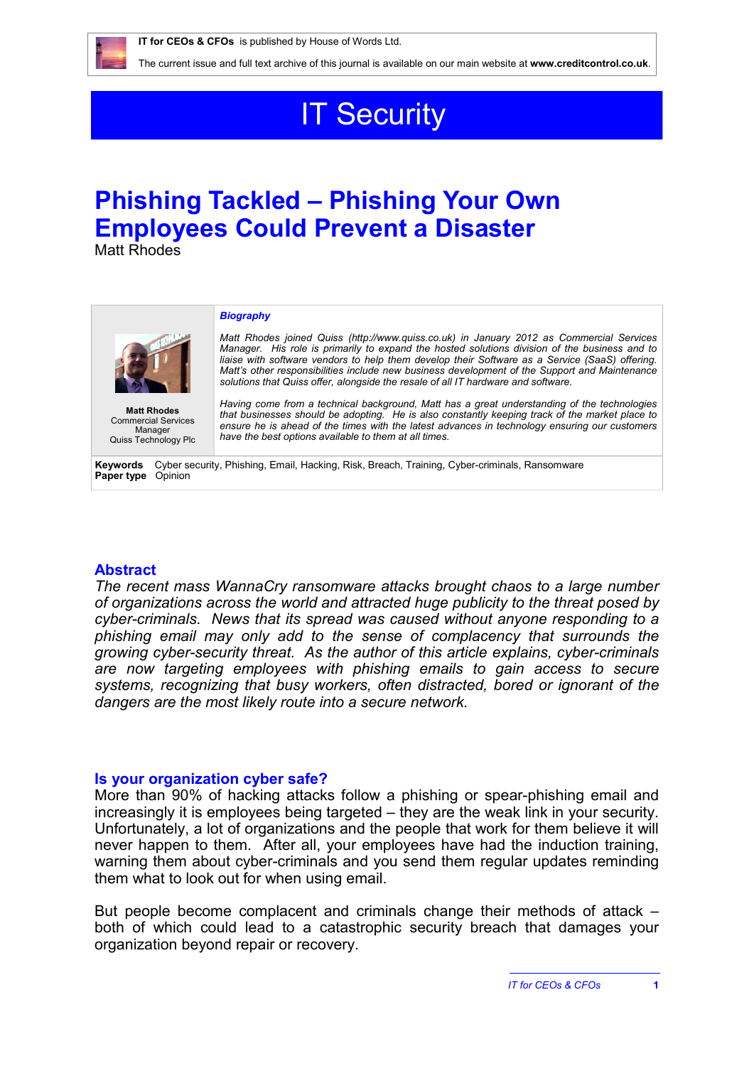IT for CEOs & CFOs is published by House of Words Ltd.

The current issue and full text archive of this journal is available on our main website at **www.creditcontrol.co.uk**.

# IT Security

## Phishing Tackled – Phishing Your Own Employees Could Prevent a Disaster

Matt Rhodes

**Matt Rhodes**
Commercial Services Manager
Quiss Technology Plc

***Biography***

*Matt Rhodes joined Quiss (http://www.quiss.co.uk) in January 2012 as Commercial Services Manager. His role is primarily to expand the hosted solutions division of the business and to liaise with software vendors to help them develop their Software as a Service (SaaS) offering. Matt's other responsibilities include new business development of the Support and Maintenance solutions that Quiss offer, alongside the resale of all IT hardware and software.*

*Having come from a technical background, Matt has a great understanding of the technologies that businesses should be adopting. He is also constantly keeping track of the market place to ensure he is ahead of the times with the latest advances in technology ensuring our customers have the best options available to them at all times.*

**Keywords** Cyber security, Phishing, Email, Hacking, Risk, Breach, Training, Cyber-criminals, Ransomware
**Paper type** Opinion

### Abstract

*The recent mass WannaCry ransomware attacks brought chaos to a large number of organizations across the world and attracted huge publicity to the threat posed by cyber-criminals. News that its spread was caused without anyone responding to a phishing email may only add to the sense of complacency that surrounds the growing cyber-security threat. As the author of this article explains, cyber-criminals are now targeting employees with phishing emails to gain access to secure systems, recognizing that busy workers, often distracted, bored or ignorant of the dangers are the most likely route into a secure network.*

### Is your organization cyber safe?

More than 90% of hacking attacks follow a phishing or spear-phishing email and increasingly it is employees being targeted – they are the weak link in your security. Unfortunately, a lot of organizations and the people that work for them believe it will never happen to them. After all, your employees have had the induction training, warning them about cyber-criminals and you send them regular updates reminding them what to look out for when using email.

But people become complacent and criminals change their methods of attack – both of which could lead to a catastrophic security breach that damages your organization beyond repair or recovery.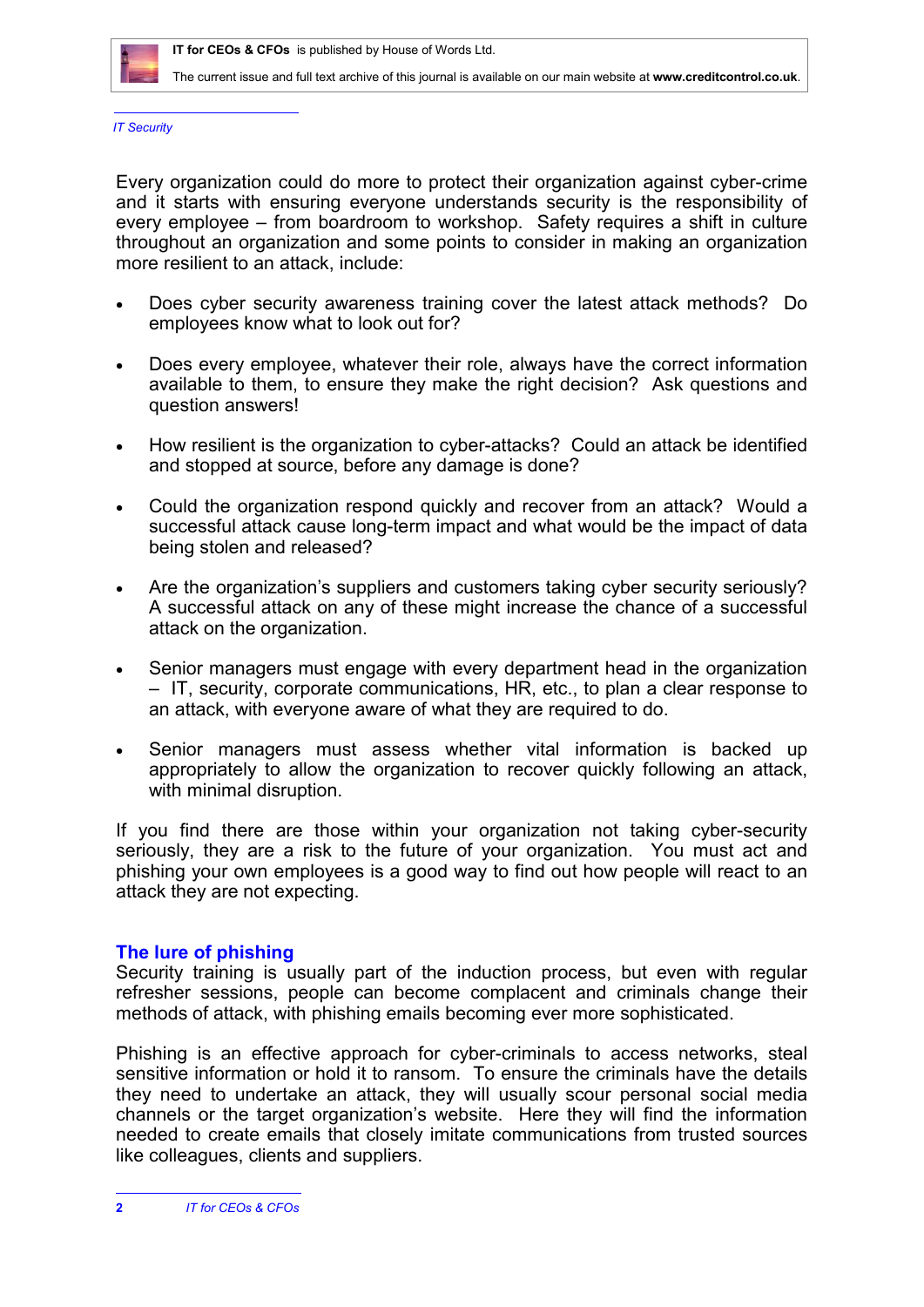*IT Security*

Every organization could do more to protect their organization against cyber-crime and it starts with ensuring everyone understands security is the responsibility of every employee – from boardroom to workshop. Safety requires a shift in culture throughout an organization and some points to consider in making an organization more resilient to an attack, include:

- Does cyber security awareness training cover the latest attack methods? Do employees know what to look out for?
- Does every employee, whatever their role, always have the correct information available to them, to ensure they make the right decision? Ask questions and question answers!
- How resilient is the organization to cyber-attacks? Could an attack be identified and stopped at source, before any damage is done?
- Could the organization respond quickly and recover from an attack? Would a successful attack cause long-term impact and what would be the impact of data being stolen and released?
- Are the organization's suppliers and customers taking cyber security seriously? A successful attack on any of these might increase the chance of a successful attack on the organization.
- Senior managers must engage with every department head in the organization – IT, security, corporate communications, HR, etc., to plan a clear response to an attack, with everyone aware of what they are required to do.
- Senior managers must assess whether vital information is backed up appropriately to allow the organization to recover quickly following an attack, with minimal disruption.

If you find there are those within your organization not taking cyber-security seriously, they are a risk to the future of your organization. You must act and phishing your own employees is a good way to find out how people will react to an attack they are not expecting.

## The lure of phishing

Security training is usually part of the induction process, but even with regular refresher sessions, people can become complacent and criminals change their methods of attack, with phishing emails becoming ever more sophisticated.

Phishing is an effective approach for cyber-criminals to access networks, steal sensitive information or hold it to ransom. To ensure the criminals have the details they need to undertake an attack, they will usually scour personal social media channels or the target organization's website. Here they will find the information needed to create emails that closely imitate communications from trusted sources like colleagues, clients and suppliers.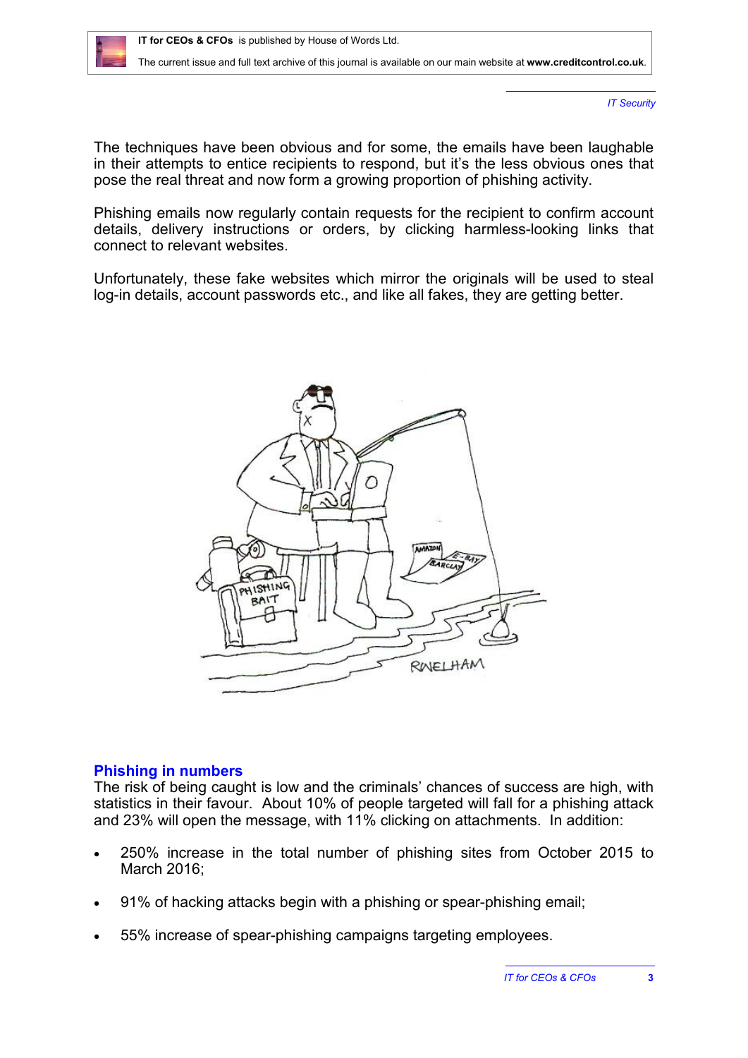The techniques have been obvious and for some, the emails have been laughable in their attempts to entice recipients to respond, but it's the less obvious ones that pose the real threat and now form a growing proportion of phishing activity.

Phishing emails now regularly contain requests for the recipient to confirm account details, delivery instructions or orders, by clicking harmless-looking links that connect to relevant websites.

Unfortunately, these fake websites which mirror the originals will be used to steal log-in details, account passwords etc., and like all fakes, they are getting better.

## Phishing in numbers

The risk of being caught is low and the criminals' chances of success are high, with statistics in their favour. About 10% of people targeted will fall for a phishing attack and 23% will open the message, with 11% clicking on attachments. In addition:

- 250% increase in the total number of phishing sites from October 2015 to March 2016;
- 91% of hacking attacks begin with a phishing or spear-phishing email;
- 55% increase of spear-phishing campaigns targeting employees.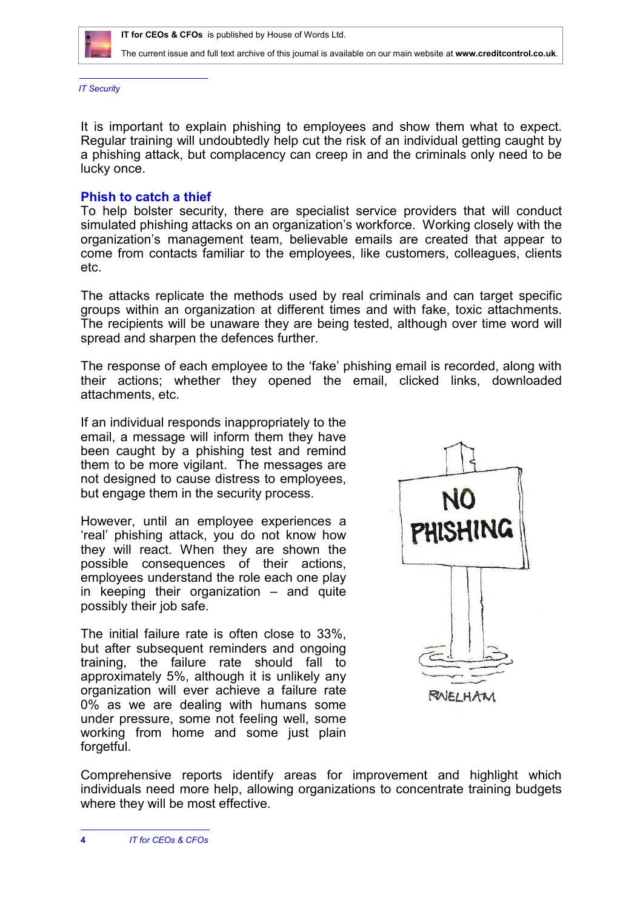It is important to explain phishing to employees and show them what to expect. Regular training will undoubtedly help cut the risk of an individual getting caught by a phishing attack, but complacency can creep in and the criminals only need to be lucky once.

## Phish to catch a thief

To help bolster security, there are specialist service providers that will conduct simulated phishing attacks on an organization's workforce. Working closely with the organization's management team, believable emails are created that appear to come from contacts familiar to the employees, like customers, colleagues, clients etc.

The attacks replicate the methods used by real criminals and can target specific groups within an organization at different times and with fake, toxic attachments. The recipients will be unaware they are being tested, although over time word will spread and sharpen the defences further.

The response of each employee to the 'fake' phishing email is recorded, along with their actions; whether they opened the email, clicked links, downloaded attachments, etc.

If an individual responds inappropriately to the email, a message will inform them they have been caught by a phishing test and remind them to be more vigilant. The messages are not designed to cause distress to employees, but engage them in the security process.

However, until an employee experiences a 'real' phishing attack, you do not know how they will react. When they are shown the possible consequences of their actions, employees understand the role each one play in keeping their organization – and quite possibly their job safe.

The initial failure rate is often close to 33%, but after subsequent reminders and ongoing training, the failure rate should fall to approximately 5%, although it is unlikely any organization will ever achieve a failure rate 0% as we are dealing with humans some under pressure, some not feeling well, some working from home and some just plain forgetful.

Comprehensive reports identify areas for improvement and highlight which individuals need more help, allowing organizations to concentrate training budgets where they will be most effective.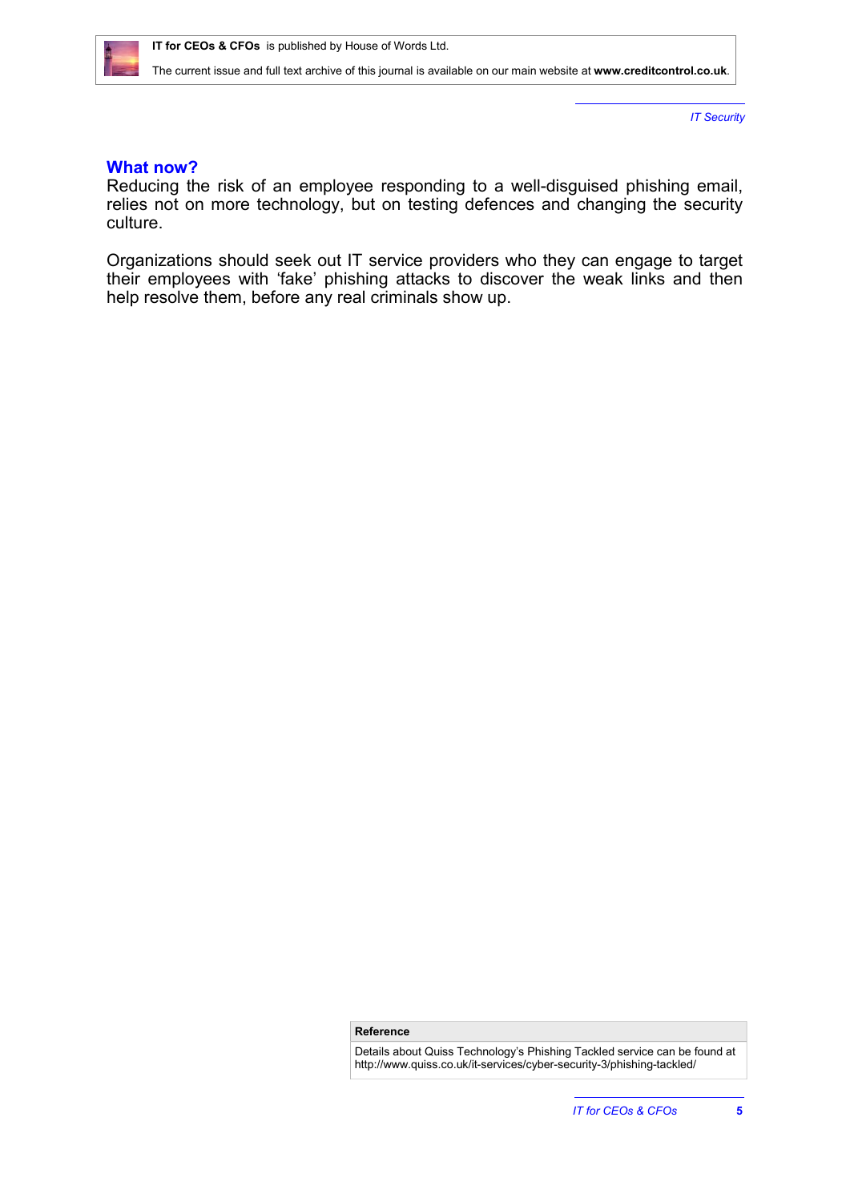## What now?

Reducing the risk of an employee responding to a well-disguised phishing email, relies not on more technology, but on testing defences and changing the security culture.

Organizations should seek out IT service providers who they can engage to target their employees with 'fake' phishing attacks to discover the weak links and then help resolve them, before any real criminals show up.

**Reference**

Details about Quiss Technology's Phishing Tackled service can be found at http://www.quiss.co.uk/it-services/cyber-security-3/phishing-tackled/